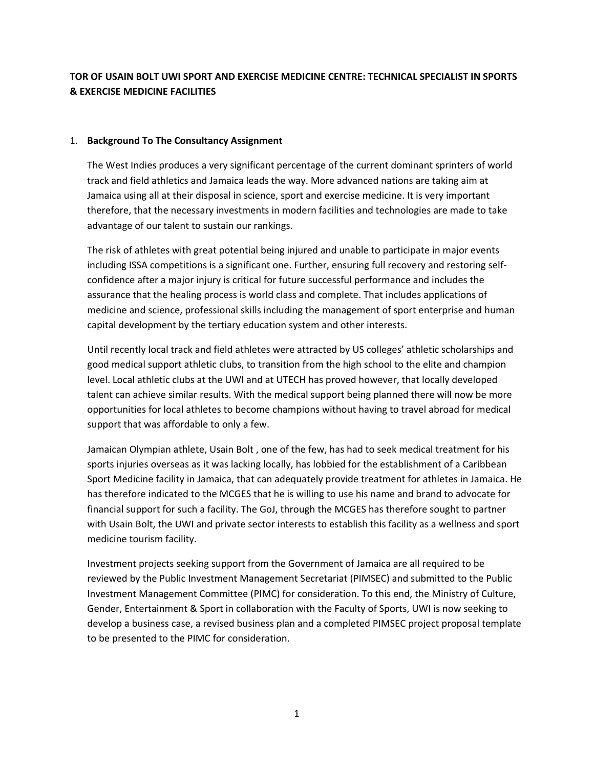**TOR OF USAIN BOLT UWI SPORT AND EXERCISE MEDICINE CENTRE: TECHNICAL SPECIALIST IN SPORTS & EXERCISE MEDICINE FACILITIES**

1. **Background To The Consultancy Assignment**

   The West Indies produces a very significant percentage of the current dominant sprinters of world track and field athletics and Jamaica leads the way. More advanced nations are taking aim at Jamaica using all at their disposal in science, sport and exercise medicine. It is very important therefore, that the necessary investments in modern facilities and technologies are made to take advantage of our talent to sustain our rankings.

   The risk of athletes with great potential being injured and unable to participate in major events including ISSA competitions is a significant one. Further, ensuring full recovery and restoring self-confidence after a major injury is critical for future successful performance and includes the assurance that the healing process is world class and complete. That includes applications of medicine and science, professional skills including the management of sport enterprise and human capital development by the tertiary education system and other interests.

   Until recently local track and field athletes were attracted by US colleges' athletic scholarships and good medical support athletic clubs, to transition from the high school to the elite and champion level. Local athletic clubs at the UWI and at UTECH has proved however, that locally developed talent can achieve similar results. With the medical support being planned there will now be more opportunities for local athletes to become champions without having to travel abroad for medical support that was affordable to only a few.

   Jamaican Olympian athlete, Usain Bolt , one of the few, has had to seek medical treatment for his sports injuries overseas as it was lacking locally, has lobbied for the establishment of a Caribbean Sport Medicine facility in Jamaica, that can adequately provide treatment for athletes in Jamaica. He has therefore indicated to the MCGES that he is willing to use his name and brand to advocate for financial support for such a facility. The GoJ, through the MCGES has therefore sought to partner with Usain Bolt, the UWI and private sector interests to establish this facility as a wellness and sport medicine tourism facility.

   Investment projects seeking support from the Government of Jamaica are all required to be reviewed by the Public Investment Management Secretariat (PIMSEC) and submitted to the Public Investment Management Committee (PIMC) for consideration. To this end, the Ministry of Culture, Gender, Entertainment & Sport in collaboration with the Faculty of Sports, UWI is now seeking to develop a business case, a revised business plan and a completed PIMSEC project proposal template to be presented to the PIMC for consideration.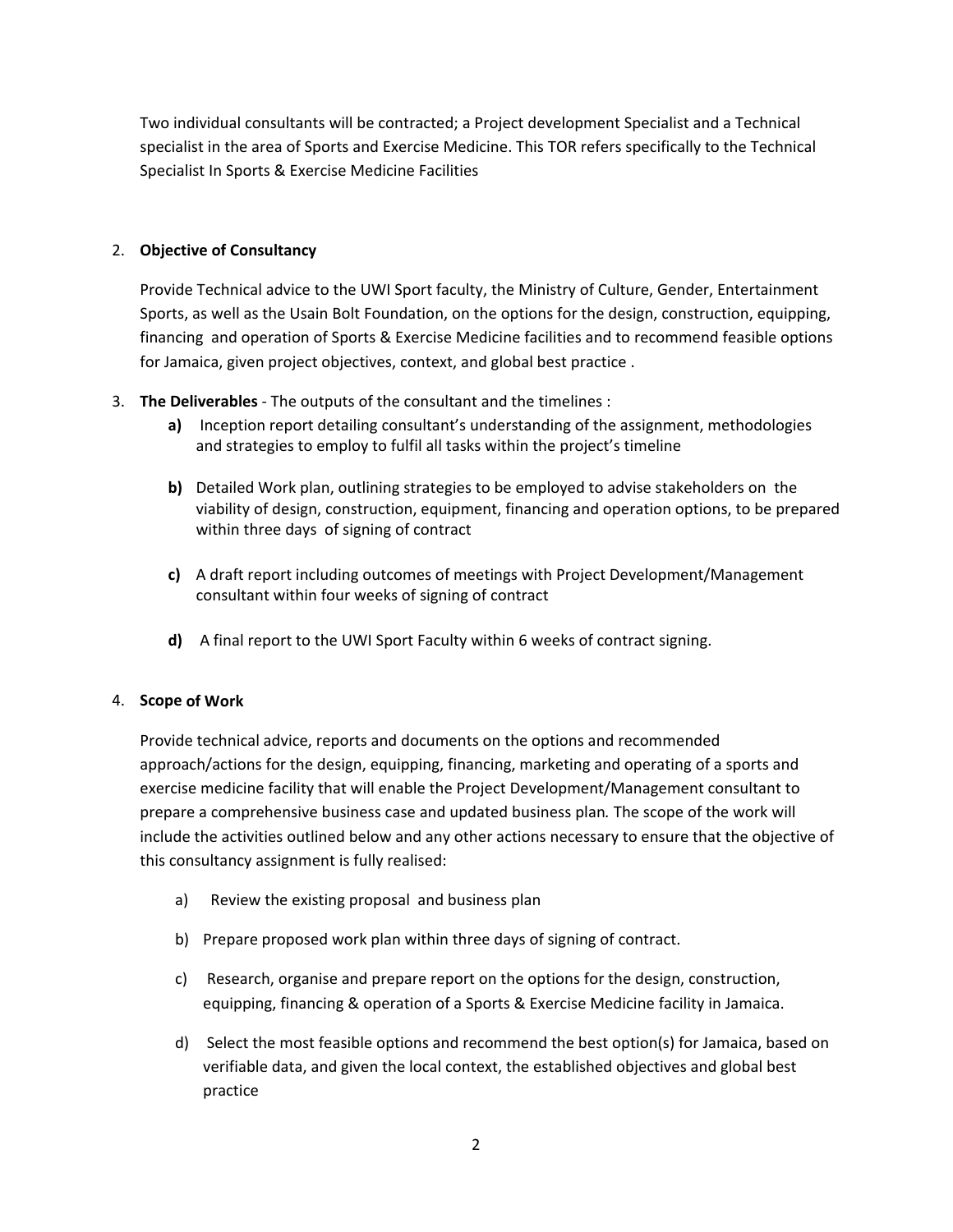Two individual consultants will be contracted; a Project development Specialist and a Technical specialist in the area of Sports and Exercise Medicine. This TOR refers specifically to the Technical Specialist In Sports & Exercise Medicine Facilities

2. **Objective of Consultancy**

   Provide Technical advice to the UWI Sport faculty, the Ministry of Culture, Gender, Entertainment Sports, as well as the Usain Bolt Foundation, on the options for the design, construction, equipping, financing and operation of Sports & Exercise Medicine facilities and to recommend feasible options for Jamaica, given project objectives, context, and global best practice .

3. **The Deliverables** - The outputs of the consultant and the timelines :

   **a)** Inception report detailing consultant's understanding of the assignment, methodologies and strategies to employ to fulfil all tasks within the project's timeline

   **b)** Detailed Work plan, outlining strategies to be employed to advise stakeholders on the viability of design, construction, equipment, financing and operation options, to be prepared within three days of signing of contract

   **c)** A draft report including outcomes of meetings with Project Development/Management consultant within four weeks of signing of contract

   **d)** A final report to the UWI Sport Faculty within 6 weeks of contract signing.

4. **Scope of Work**

   Provide technical advice, reports and documents on the options and recommended approach/actions for the design, equipping, financing, marketing and operating of a sports and exercise medicine facility that will enable the Project Development/Management consultant to prepare a comprehensive business case and updated business plan. The scope of the work will include the activities outlined below and any other actions necessary to ensure that the objective of this consultancy assignment is fully realised:

   a) Review the existing proposal and business plan

   b) Prepare proposed work plan within three days of signing of contract.

   c) Research, organise and prepare report on the options for the design, construction, equipping, financing & operation of a Sports & Exercise Medicine facility in Jamaica.

   d) Select the most feasible options and recommend the best option(s) for Jamaica, based on verifiable data, and given the local context, the established objectives and global best practice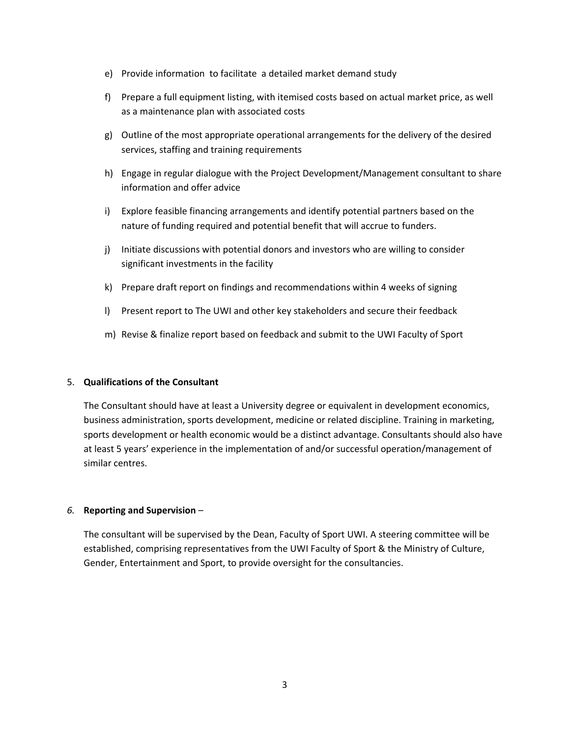e) Provide information to facilitate a detailed market demand study

f) Prepare a full equipment listing, with itemised costs based on actual market price, as well as a maintenance plan with associated costs

g) Outline of the most appropriate operational arrangements for the delivery of the desired services, staffing and training requirements

h) Engage in regular dialogue with the Project Development/Management consultant to share information and offer advice

i) Explore feasible financing arrangements and identify potential partners based on the nature of funding required and potential benefit that will accrue to funders.

j) Initiate discussions with potential donors and investors who are willing to consider significant investments in the facility

k) Prepare draft report on findings and recommendations within 4 weeks of signing

l) Present report to The UWI and other key stakeholders and secure their feedback

m) Revise & finalize report based on feedback and submit to the UWI Faculty of Sport

5. **Qualifications of the Consultant**

The Consultant should have at least a University degree or equivalent in development economics, business administration, sports development, medicine or related discipline. Training in marketing, sports development or health economic would be a distinct advantage. Consultants should also have at least 5 years' experience in the implementation of and/or successful operation/management of similar centres.

*6.* **Reporting and Supervision** –

The consultant will be supervised by the Dean, Faculty of Sport UWI. A steering committee will be established, comprising representatives from the UWI Faculty of Sport & the Ministry of Culture, Gender, Entertainment and Sport, to provide oversight for the consultancies.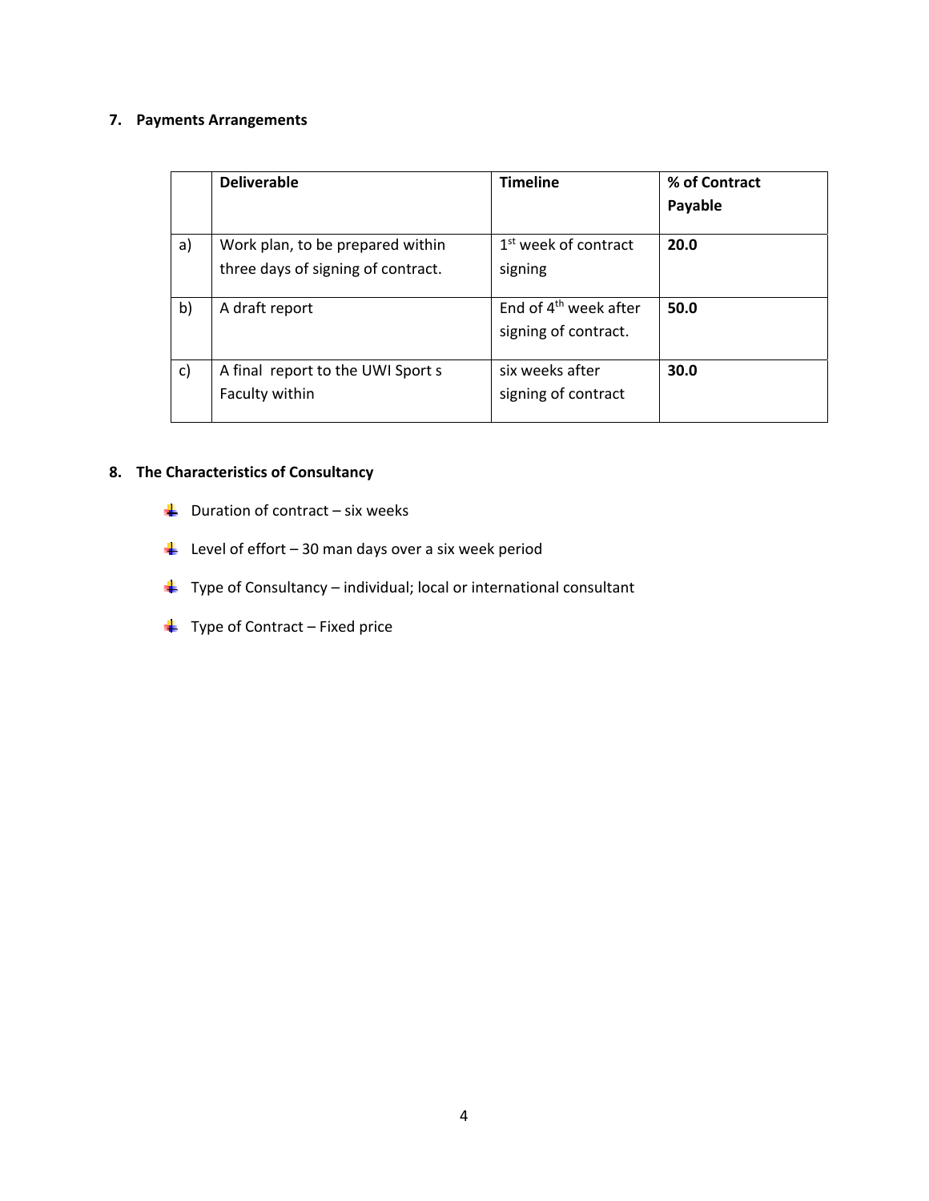## 7. Payments Arrangements

| | Deliverable | Timeline | % of Contract Payable |
|---|---|---|---|
| a) | Work plan, to be prepared within three days of signing of contract. | 1st week of contract signing | **20.0** |
| b) | A draft report | End of 4th week after signing of contract. | **50.0** |
| c) | A final report to the UWI Sport s Faculty within | six weeks after signing of contract | **30.0** |

## 8. The Characteristics of Consultancy

- Duration of contract – six weeks
- Level of effort – 30 man days over a six week period
- Type of Consultancy – individual; local or international consultant
- Type of Contract – Fixed price